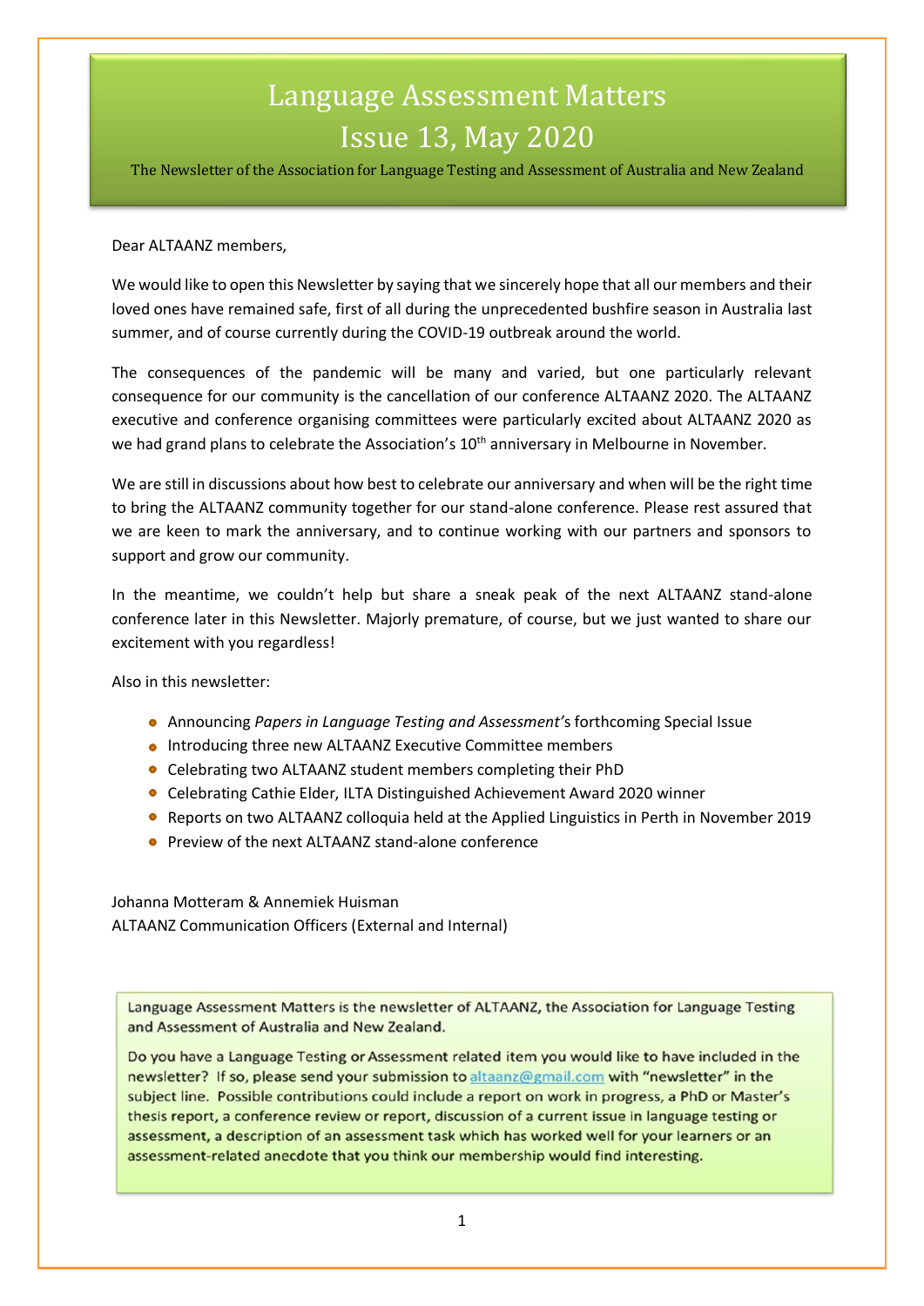# Language Assessment Matters
# Issue 13, May 2020

The Newsletter of the Association for Language Testing and Assessment of Australia and New Zealand

Dear ALTAANZ members,

We would like to open this Newsletter by saying that we sincerely hope that all our members and their loved ones have remained safe, first of all during the unprecedented bushfire season in Australia last summer, and of course currently during the COVID-19 outbreak around the world.

The consequences of the pandemic will be many and varied, but one particularly relevant consequence for our community is the cancellation of our conference ALTAANZ 2020. The ALTAANZ executive and conference organising committees were particularly excited about ALTAANZ 2020 as we had grand plans to celebrate the Association's 10th anniversary in Melbourne in November.

We are still in discussions about how best to celebrate our anniversary and when will be the right time to bring the ALTAANZ community together for our stand-alone conference. Please rest assured that we are keen to mark the anniversary, and to continue working with our partners and sponsors to support and grow our community.

In the meantime, we couldn't help but share a sneak peak of the next ALTAANZ stand-alone conference later in this Newsletter. Majorly premature, of course, but we just wanted to share our excitement with you regardless!

Also in this newsletter:

- Announcing *Papers in Language Testing and Assessment*'s forthcoming Special Issue
- Introducing three new ALTAANZ Executive Committee members
- Celebrating two ALTAANZ student members completing their PhD
- Celebrating Cathie Elder, ILTA Distinguished Achievement Award 2020 winner
- Reports on two ALTAANZ colloquia held at the Applied Linguistics in Perth in November 2019
- Preview of the next ALTAANZ stand-alone conference

Johanna Motteram & Annemiek Huisman
ALTAANZ Communication Officers (External and Internal)

Language Assessment Matters is the newsletter of ALTAANZ, the Association for Language Testing and Assessment of Australia and New Zealand.

Do you have a Language Testing or Assessment related item you would like to have included in the newsletter? If so, please send your submission to altaanz@gmail.com with "newsletter" in the subject line. Possible contributions could include a report on work in progress, a PhD or Master's thesis report, a conference review or report, discussion of a current issue in language testing or assessment, a description of an assessment task which has worked well for your learners or an assessment-related anecdote that you think our membership would find interesting.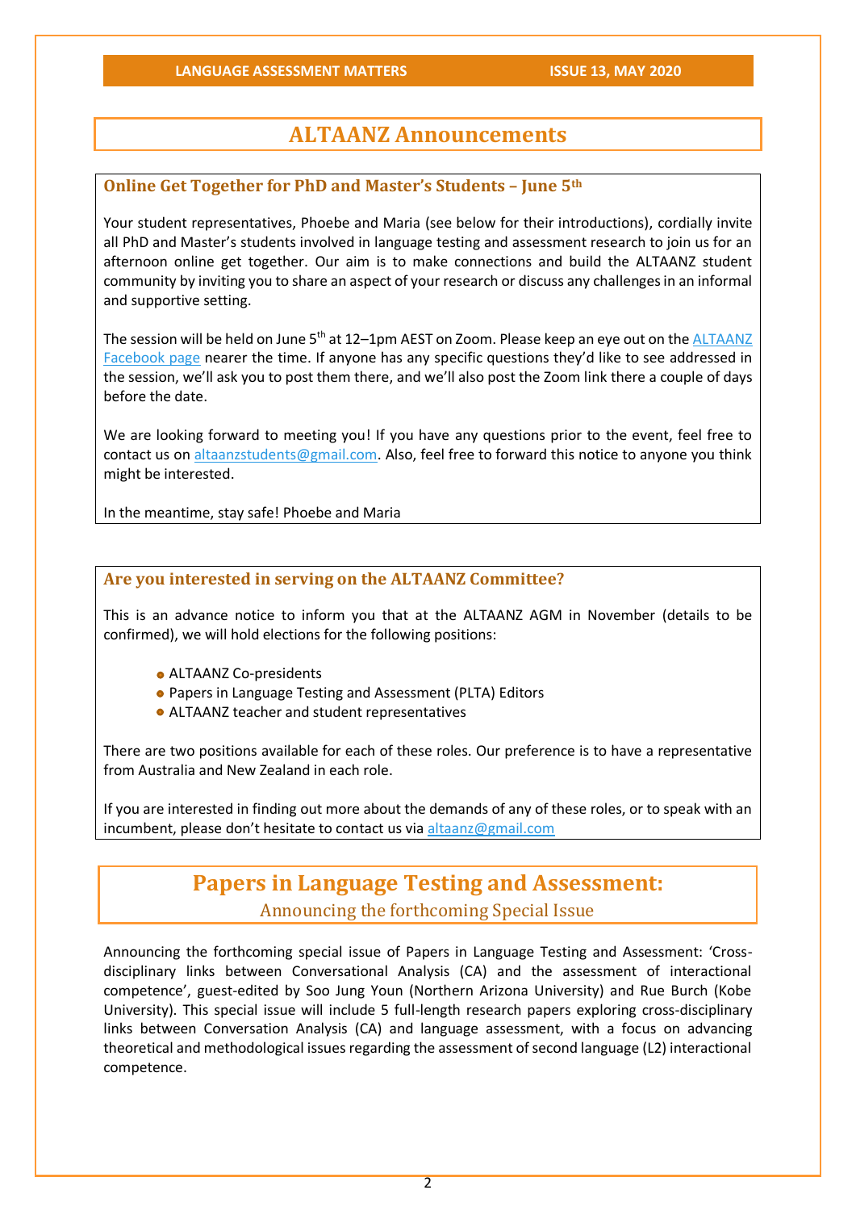# ALTAANZ Announcements

## Online Get Together for PhD and Master's Students – June 5th

Your student representatives, Phoebe and Maria (see below for their introductions), cordially invite all PhD and Master's students involved in language testing and assessment research to join us for an afternoon online get together. Our aim is to make connections and build the ALTAANZ student community by inviting you to share an aspect of your research or discuss any challenges in an informal and supportive setting.

The session will be held on June 5th at 12–1pm AEST on Zoom. Please keep an eye out on the ALTAANZ Facebook page nearer the time. If anyone has any specific questions they'd like to see addressed in the session, we'll ask you to post them there, and we'll also post the Zoom link there a couple of days before the date.

We are looking forward to meeting you! If you have any questions prior to the event, feel free to contact us on altaanzstudents@gmail.com. Also, feel free to forward this notice to anyone you think might be interested.

In the meantime, stay safe! Phoebe and Maria

## Are you interested in serving on the ALTAANZ Committee?

This is an advance notice to inform you that at the ALTAANZ AGM in November (details to be confirmed), we will hold elections for the following positions:

- ALTAANZ Co-presidents
- Papers in Language Testing and Assessment (PLTA) Editors
- ALTAANZ teacher and student representatives

There are two positions available for each of these roles. Our preference is to have a representative from Australia and New Zealand in each role.

If you are interested in finding out more about the demands of any of these roles, or to speak with an incumbent, please don't hesitate to contact us via altaanz@gmail.com

# Papers in Language Testing and Assessment:

## Announcing the forthcoming Special Issue

Announcing the forthcoming special issue of Papers in Language Testing and Assessment: 'Cross-disciplinary links between Conversational Analysis (CA) and the assessment of interactional competence', guest-edited by Soo Jung Youn (Northern Arizona University) and Rue Burch (Kobe University). This special issue will include 5 full-length research papers exploring cross-disciplinary links between Conversation Analysis (CA) and language assessment, with a focus on advancing theoretical and methodological issues regarding the assessment of second language (L2) interactional competence.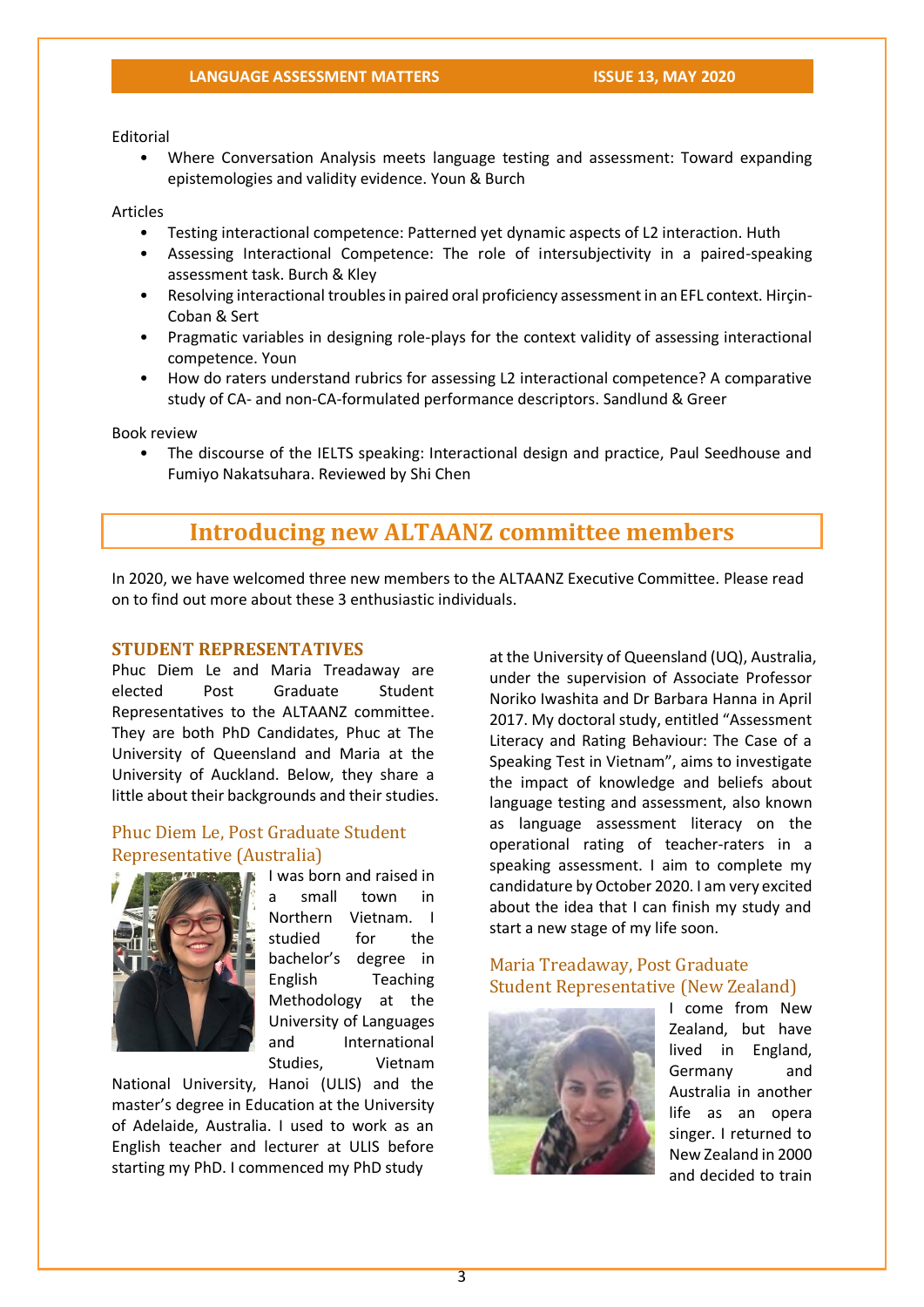Editorial

- Where Conversation Analysis meets language testing and assessment: Toward expanding epistemologies and validity evidence. Youn & Burch

Articles

- Testing interactional competence: Patterned yet dynamic aspects of L2 interaction. Huth
- Assessing Interactional Competence: The role of intersubjectivity in a paired-speaking assessment task. Burch & Kley
- Resolving interactional troubles in paired oral proficiency assessment in an EFL context. Hirçin-Coban & Sert
- Pragmatic variables in designing role-plays for the context validity of assessing interactional competence. Youn
- How do raters understand rubrics for assessing L2 interactional competence? A comparative study of CA- and non-CA-formulated performance descriptors. Sandlund & Greer

Book review

- The discourse of the IELTS speaking: Interactional design and practice, Paul Seedhouse and Fumiyo Nakatsuhara. Reviewed by Shi Chen

# Introducing new ALTAANZ committee members

In 2020, we have welcomed three new members to the ALTAANZ Executive Committee. Please read on to find out more about these 3 enthusiastic individuals.

## STUDENT REPRESENTATIVES

Phuc Diem Le and Maria Treadaway are elected Post Graduate Student Representatives to the ALTAANZ committee. They are both PhD Candidates, Phuc at The University of Queensland and Maria at the University of Auckland. Below, they share a little about their backgrounds and their studies.

### Phuc Diem Le, Post Graduate Student Representative (Australia)

I was born and raised in a small town in Northern Vietnam. I studied for the bachelor's degree in English Teaching Methodology at the University of Languages and International Studies, Vietnam National University, Hanoi (ULIS) and the master's degree in Education at the University of Adelaide, Australia. I used to work as an English teacher and lecturer at ULIS before starting my PhD. I commenced my PhD study at the University of Queensland (UQ), Australia, under the supervision of Associate Professor Noriko Iwashita and Dr Barbara Hanna in April 2017. My doctoral study, entitled "Assessment Literacy and Rating Behaviour: The Case of a Speaking Test in Vietnam", aims to investigate the impact of knowledge and beliefs about language testing and assessment, also known as language assessment literacy on the operational rating of teacher-raters in a speaking assessment. I aim to complete my candidature by October 2020. I am very excited about the idea that I can finish my study and start a new stage of my life soon.

### Maria Treadaway, Post Graduate Student Representative (New Zealand)

I come from New Zealand, but have lived in England, Germany and Australia in another life as an opera singer. I returned to New Zealand in 2000 and decided to train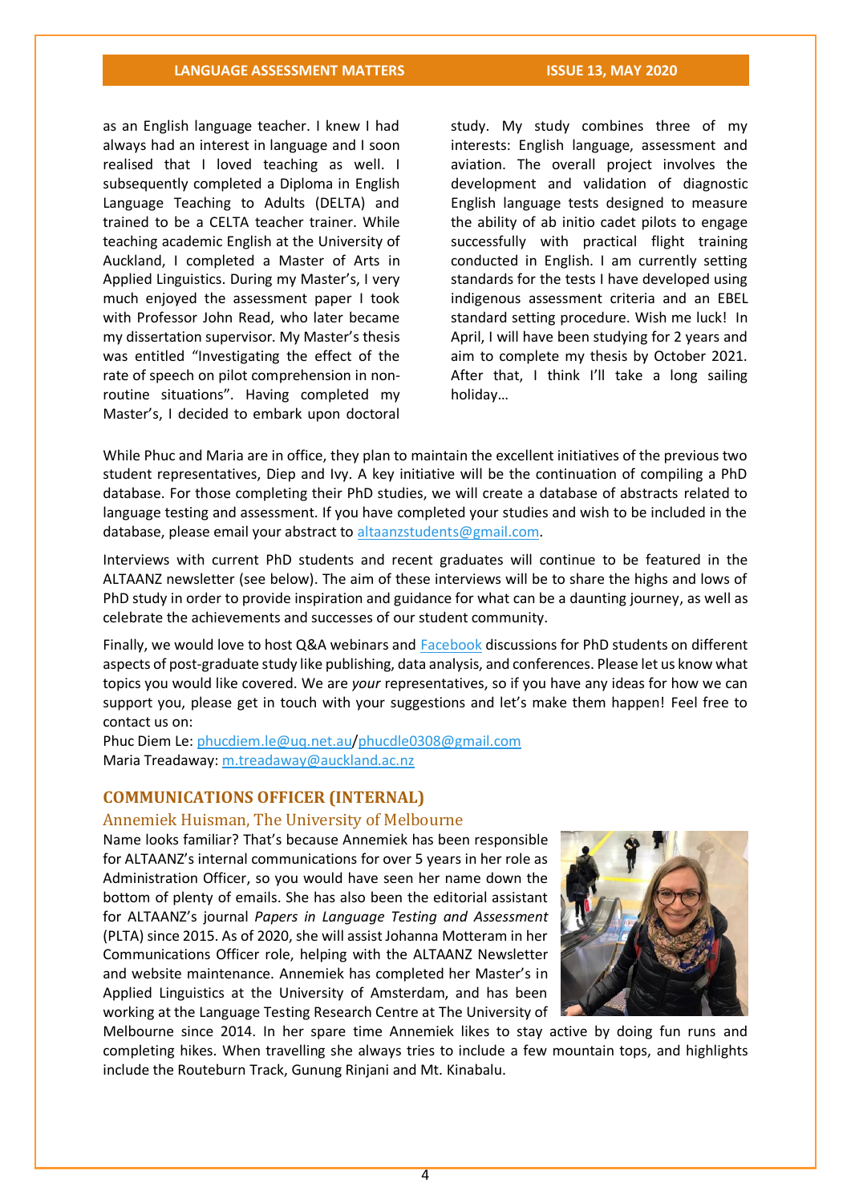as an English language teacher. I knew I had always had an interest in language and I soon realised that I loved teaching as well. I subsequently completed a Diploma in English Language Teaching to Adults (DELTA) and trained to be a CELTA teacher trainer. While teaching academic English at the University of Auckland, I completed a Master of Arts in Applied Linguistics. During my Master's, I very much enjoyed the assessment paper I took with Professor John Read, who later became my dissertation supervisor. My Master's thesis was entitled "Investigating the effect of the rate of speech on pilot comprehension in non-routine situations". Having completed my Master's, I decided to embark upon doctoral study. My study combines three of my interests: English language, assessment and aviation. The overall project involves the development and validation of diagnostic English language tests designed to measure the ability of ab initio cadet pilots to engage successfully with practical flight training conducted in English. I am currently setting standards for the tests I have developed using indigenous assessment criteria and an EBEL standard setting procedure. Wish me luck! In April, I will have been studying for 2 years and aim to complete my thesis by October 2021. After that, I think I'll take a long sailing holiday…

While Phuc and Maria are in office, they plan to maintain the excellent initiatives of the previous two student representatives, Diep and Ivy. A key initiative will be the continuation of compiling a PhD database. For those completing their PhD studies, we will create a database of abstracts related to language testing and assessment. If you have completed your studies and wish to be included in the database, please email your abstract to altaanzstudents@gmail.com.

Interviews with current PhD students and recent graduates will continue to be featured in the ALTAANZ newsletter (see below). The aim of these interviews will be to share the highs and lows of PhD study in order to provide inspiration and guidance for what can be a daunting journey, as well as celebrate the achievements and successes of our student community.

Finally, we would love to host Q&A webinars and Facebook discussions for PhD students on different aspects of post-graduate study like publishing, data analysis, and conferences. Please let us know what topics you would like covered. We are *your* representatives, so if you have any ideas for how we can support you, please get in touch with your suggestions and let's make them happen! Feel free to contact us on:

Phuc Diem Le: phucdiem.le@uq.net.au/phucdle0308@gmail.com
Maria Treadaway: m.treadaway@auckland.ac.nz

## COMMUNICATIONS OFFICER (INTERNAL)

### Annemiek Huisman, The University of Melbourne

Name looks familiar? That's because Annemiek has been responsible for ALTAANZ's internal communications for over 5 years in her role as Administration Officer, so you would have seen her name down the bottom of plenty of emails. She has also been the editorial assistant for ALTAANZ's journal *Papers in Language Testing and Assessment* (PLTA) since 2015. As of 2020, she will assist Johanna Motteram in her Communications Officer role, helping with the ALTAANZ Newsletter and website maintenance. Annemiek has completed her Master's in Applied Linguistics at the University of Amsterdam, and has been working at the Language Testing Research Centre at The University of Melbourne since 2014. In her spare time Annemiek likes to stay active by doing fun runs and completing hikes. When travelling she always tries to include a few mountain tops, and highlights include the Routeburn Track, Gunung Rinjani and Mt. Kinabalu.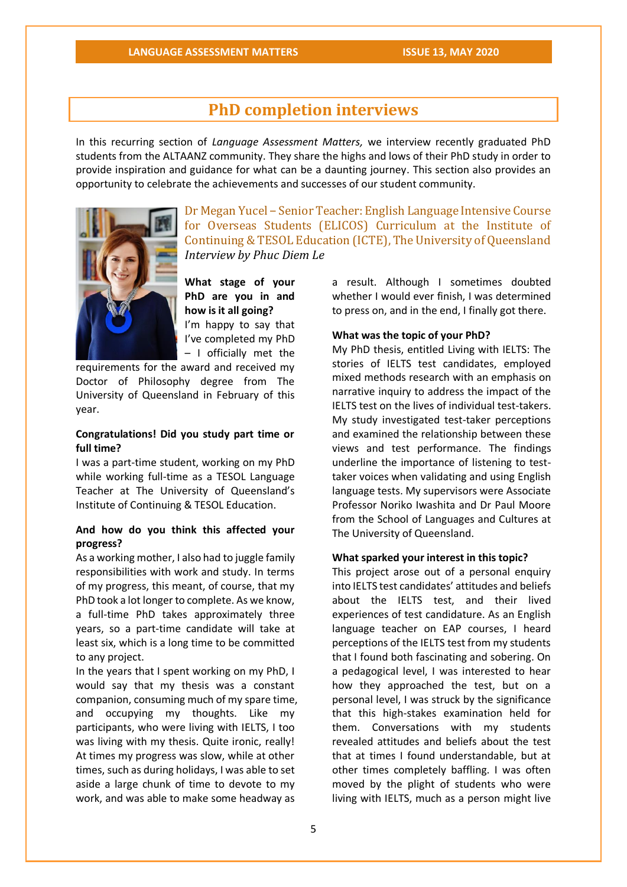## PhD completion interviews

In this recurring section of *Language Assessment Matters,* we interview recently graduated PhD students from the ALTAANZ community. They share the highs and lows of their PhD study in order to provide inspiration and guidance for what can be a daunting journey. This section also provides an opportunity to celebrate the achievements and successes of our student community.

### Dr Megan Yucel – Senior Teacher: English Language Intensive Course for Overseas Students (ELICOS) Curriculum at the Institute of Continuing & TESOL Education (ICTE), The University of Queensland

*Interview by Phuc Diem Le*

**What stage of your PhD are you in and how is it all going?**

I'm happy to say that I've completed my PhD – I officially met the requirements for the award and received my Doctor of Philosophy degree from The University of Queensland in February of this year.

**Congratulations! Did you study part time or full time?**

I was a part-time student, working on my PhD while working full-time as a TESOL Language Teacher at The University of Queensland's Institute of Continuing & TESOL Education.

**And how do you think this affected your progress?**

As a working mother, I also had to juggle family responsibilities with work and study. In terms of my progress, this meant, of course, that my PhD took a lot longer to complete. As we know, a full-time PhD takes approximately three years, so a part-time candidate will take at least six, which is a long time to be committed to any project.

In the years that I spent working on my PhD, I would say that my thesis was a constant companion, consuming much of my spare time, and occupying my thoughts. Like my participants, who were living with IELTS, I too was living with my thesis. Quite ironic, really! At times my progress was slow, while at other times, such as during holidays, I was able to set aside a large chunk of time to devote to my work, and was able to make some headway as a result. Although I sometimes doubted whether I would ever finish, I was determined to press on, and in the end, I finally got there.

**What was the topic of your PhD?**

My PhD thesis, entitled Living with IELTS: The stories of IELTS test candidates, employed mixed methods research with an emphasis on narrative inquiry to address the impact of the IELTS test on the lives of individual test-takers. My study investigated test-taker perceptions and examined the relationship between these views and test performance. The findings underline the importance of listening to test-taker voices when validating and using English language tests. My supervisors were Associate Professor Noriko Iwashita and Dr Paul Moore from the School of Languages and Cultures at The University of Queensland.

**What sparked your interest in this topic?**

This project arose out of a personal enquiry into IELTS test candidates' attitudes and beliefs about the IELTS test, and their lived experiences of test candidature. As an English language teacher on EAP courses, I heard perceptions of the IELTS test from my students that I found both fascinating and sobering. On a pedagogical level, I was interested to hear how they approached the test, but on a personal level, I was struck by the significance that this high-stakes examination held for them. Conversations with my students revealed attitudes and beliefs about the test that at times I found understandable, but at other times completely baffling. I was often moved by the plight of students who were living with IELTS, much as a person might live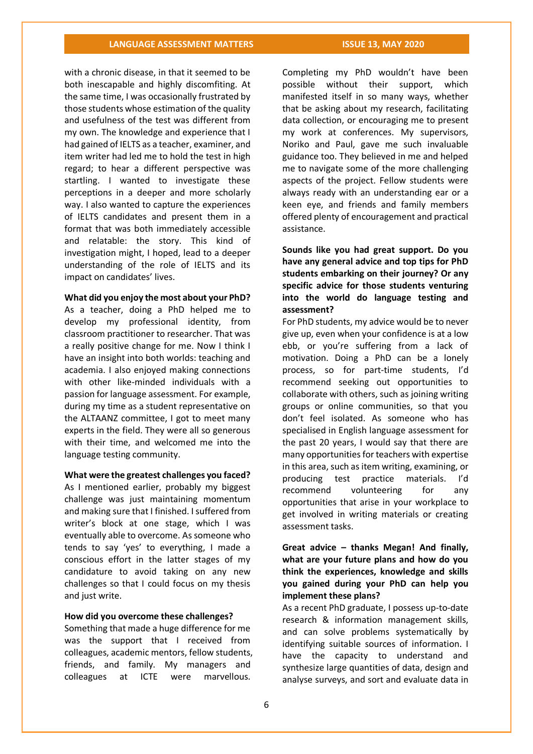with a chronic disease, in that it seemed to be both inescapable and highly discomfiting. At the same time, I was occasionally frustrated by those students whose estimation of the quality and usefulness of the test was different from my own. The knowledge and experience that I had gained of IELTS as a teacher, examiner, and item writer had led me to hold the test in high regard; to hear a different perspective was startling. I wanted to investigate these perceptions in a deeper and more scholarly way. I also wanted to capture the experiences of IELTS candidates and present them in a format that was both immediately accessible and relatable: the story. This kind of investigation might, I hoped, lead to a deeper understanding of the role of IELTS and its impact on candidates' lives.

**What did you enjoy the most about your PhD?**

As a teacher, doing a PhD helped me to develop my professional identity, from classroom practitioner to researcher. That was a really positive change for me. Now I think I have an insight into both worlds: teaching and academia. I also enjoyed making connections with other like-minded individuals with a passion for language assessment. For example, during my time as a student representative on the ALTAANZ committee, I got to meet many experts in the field. They were all so generous with their time, and welcomed me into the language testing community.

**What were the greatest challenges you faced?**

As I mentioned earlier, probably my biggest challenge was just maintaining momentum and making sure that I finished. I suffered from writer's block at one stage, which I was eventually able to overcome. As someone who tends to say 'yes' to everything, I made a conscious effort in the latter stages of my candidature to avoid taking on any new challenges so that I could focus on my thesis and just write.

**How did you overcome these challenges?**

Something that made a huge difference for me was the support that I received from colleagues, academic mentors, fellow students, friends, and family. My managers and colleagues at ICTE were marvellous. Completing my PhD wouldn't have been possible without their support, which manifested itself in so many ways, whether that be asking about my research, facilitating data collection, or encouraging me to present my work at conferences. My supervisors, Noriko and Paul, gave me such invaluable guidance too. They believed in me and helped me to navigate some of the more challenging aspects of the project. Fellow students were always ready with an understanding ear or a keen eye, and friends and family members offered plenty of encouragement and practical assistance.

**Sounds like you had great support. Do you have any general advice and top tips for PhD students embarking on their journey? Or any specific advice for those students venturing into the world do language testing and assessment?**

For PhD students, my advice would be to never give up, even when your confidence is at a low ebb, or you're suffering from a lack of motivation. Doing a PhD can be a lonely process, so for part-time students, I'd recommend seeking out opportunities to collaborate with others, such as joining writing groups or online communities, so that you don't feel isolated. As someone who has specialised in English language assessment for the past 20 years, I would say that there are many opportunities for teachers with expertise in this area, such as item writing, examining, or producing test practice materials. I'd recommend volunteering for any opportunities that arise in your workplace to get involved in writing materials or creating assessment tasks.

**Great advice – thanks Megan! And finally, what are your future plans and how do you think the experiences, knowledge and skills you gained during your PhD can help you implement these plans?**

As a recent PhD graduate, I possess up-to-date research & information management skills, and can solve problems systematically by identifying suitable sources of information. I have the capacity to understand and synthesize large quantities of data, design and analyse surveys, and sort and evaluate data in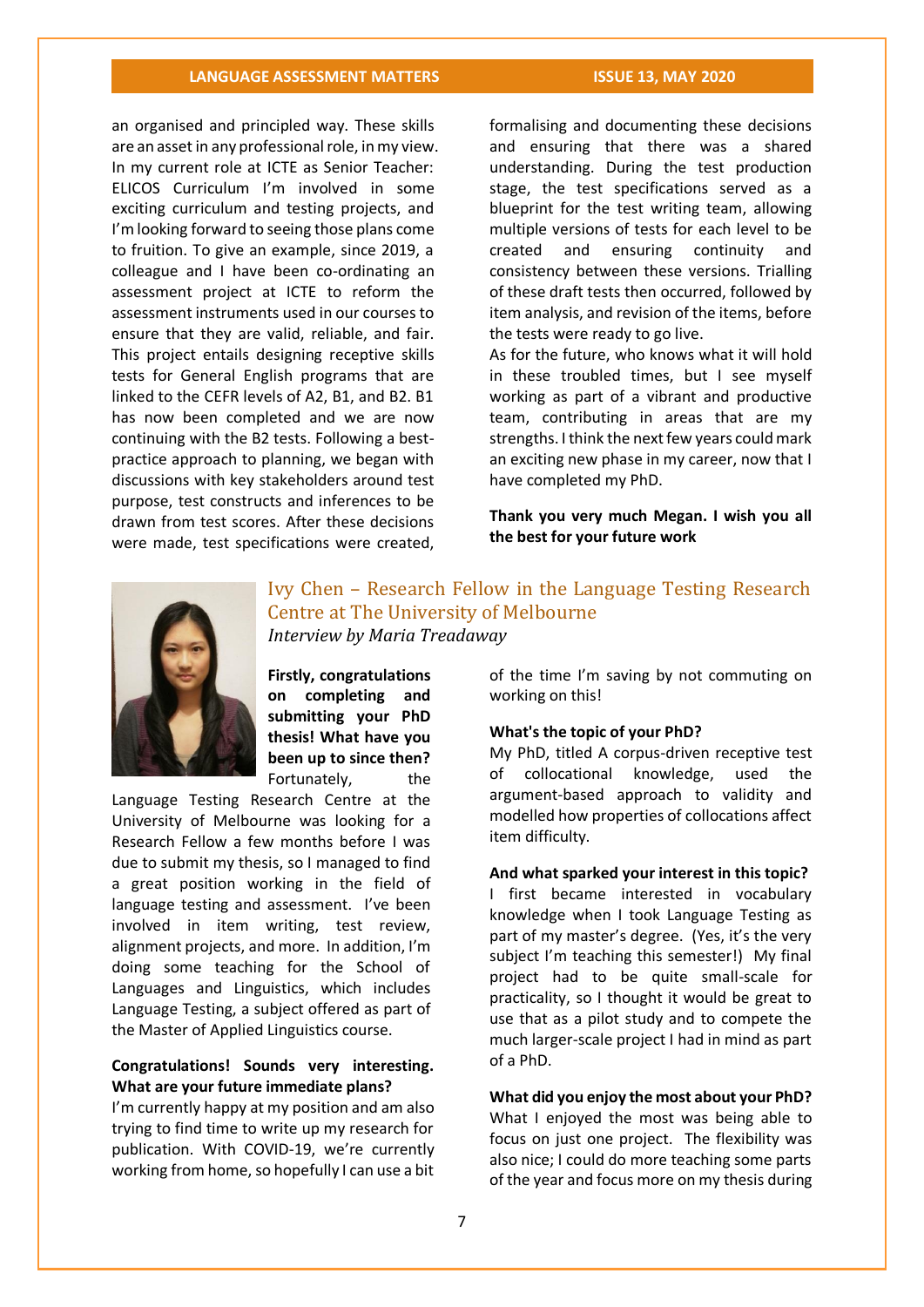an organised and principled way. These skills are an asset in any professional role, in my view. In my current role at ICTE as Senior Teacher: ELICOS Curriculum I'm involved in some exciting curriculum and testing projects, and I'm looking forward to seeing those plans come to fruition. To give an example, since 2019, a colleague and I have been co-ordinating an assessment project at ICTE to reform the assessment instruments used in our courses to ensure that they are valid, reliable, and fair. This project entails designing receptive skills tests for General English programs that are linked to the CEFR levels of A2, B1, and B2. B1 has now been completed and we are now continuing with the B2 tests. Following a best-practice approach to planning, we began with discussions with key stakeholders around test purpose, test constructs and inferences to be drawn from test scores. After these decisions were made, test specifications were created, formalising and documenting these decisions and ensuring that there was a shared understanding. During the test production stage, the test specifications served as a blueprint for the test writing team, allowing multiple versions of tests for each level to be created and ensuring continuity and consistency between these versions. Trialling of these draft tests then occurred, followed by item analysis, and revision of the items, before the tests were ready to go live.

As for the future, who knows what it will hold in these troubled times, but I see myself working as part of a vibrant and productive team, contributing in areas that are my strengths. I think the next few years could mark an exciting new phase in my career, now that I have completed my PhD.

**Thank you very much Megan. I wish you all the best for your future work**

## Ivy Chen – Research Fellow in the Language Testing Research Centre at The University of Melbourne

*Interview by Maria Treadaway*

**Firstly, congratulations on completing and submitting your PhD thesis! What have you been up to since then?**

Fortunately, the Language Testing Research Centre at the University of Melbourne was looking for a Research Fellow a few months before I was due to submit my thesis, so I managed to find a great position working in the field of language testing and assessment. I've been involved in item writing, test review, alignment projects, and more. In addition, I'm doing some teaching for the School of Languages and Linguistics, which includes Language Testing, a subject offered as part of the Master of Applied Linguistics course.

**Congratulations! Sounds very interesting. What are your future immediate plans?**

I'm currently happy at my position and am also trying to find time to write up my research for publication. With COVID-19, we're currently working from home, so hopefully I can use a bit of the time I'm saving by not commuting on working on this!

**What's the topic of your PhD?**

My PhD, titled A corpus-driven receptive test of collocational knowledge, used the argument-based approach to validity and modelled how properties of collocations affect item difficulty.

**And what sparked your interest in this topic?**

I first became interested in vocabulary knowledge when I took Language Testing as part of my master's degree. (Yes, it's the very subject I'm teaching this semester!) My final project had to be quite small-scale for practicality, so I thought it would be great to use that as a pilot study and to compete the much larger-scale project I had in mind as part of a PhD.

**What did you enjoy the most about your PhD?**

What I enjoyed the most was being able to focus on just one project. The flexibility was also nice; I could do more teaching some parts of the year and focus more on my thesis during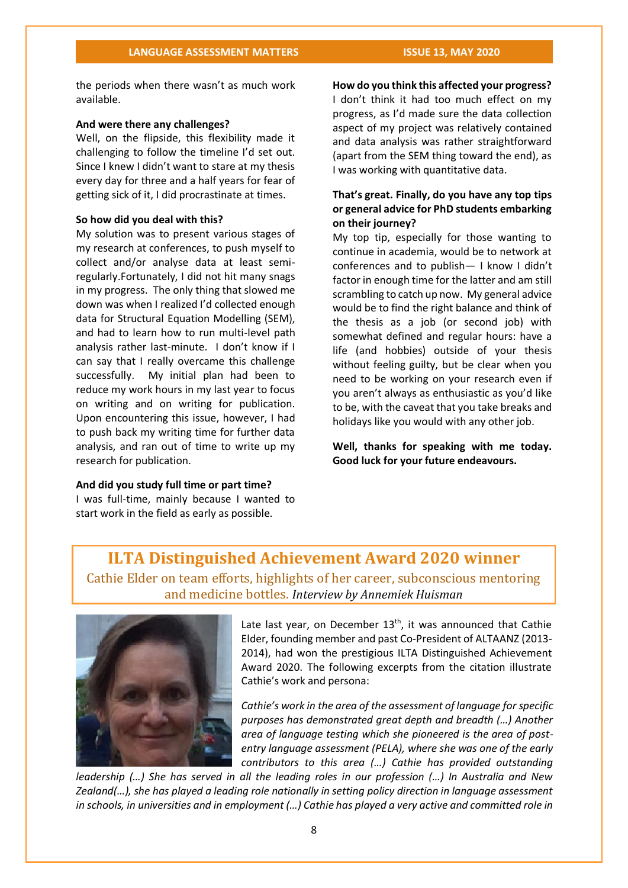the periods when there wasn't as much work available.

**And were there any challenges?**

Well, on the flipside, this flexibility made it challenging to follow the timeline I'd set out. Since I knew I didn't want to stare at my thesis every day for three and a half years for fear of getting sick of it, I did procrastinate at times.

**So how did you deal with this?**

My solution was to present various stages of my research at conferences, to push myself to collect and/or analyse data at least semi-regularly.Fortunately, I did not hit many snags in my progress. The only thing that slowed me down was when I realized I'd collected enough data for Structural Equation Modelling (SEM), and had to learn how to run multi-level path analysis rather last-minute. I don't know if I can say that I really overcame this challenge successfully. My initial plan had been to reduce my work hours in my last year to focus on writing and on writing for publication. Upon encountering this issue, however, I had to push back my writing time for further data analysis, and ran out of time to write up my research for publication.

**And did you study full time or part time?**

I was full-time, mainly because I wanted to start work in the field as early as possible.

**How do you think this affected your progress?**

I don't think it had too much effect on my progress, as I'd made sure the data collection aspect of my project was relatively contained and data analysis was rather straightforward (apart from the SEM thing toward the end), as I was working with quantitative data.

**That's great. Finally, do you have any top tips or general advice for PhD students embarking on their journey?**

My top tip, especially for those wanting to continue in academia, would be to network at conferences and to publish— I know I didn't factor in enough time for the latter and am still scrambling to catch up now. My general advice would be to find the right balance and think of the thesis as a job (or second job) with somewhat defined and regular hours: have a life (and hobbies) outside of your thesis without feeling guilty, but be clear when you need to be working on your research even if you aren't always as enthusiastic as you'd like to be, with the caveat that you take breaks and holidays like you would with any other job.

**Well, thanks for speaking with me today. Good luck for your future endeavours.**

## ILTA Distinguished Achievement Award 2020 winner

Cathie Elder on team efforts, highlights of her career, subconscious mentoring and medicine bottles. *Interview by Annemiek Huisman*

Late last year, on December 13th, it was announced that Cathie Elder, founding member and past Co-President of ALTAANZ (2013-2014), had won the prestigious ILTA Distinguished Achievement Award 2020. The following excerpts from the citation illustrate Cathie's work and persona:

*Cathie's work in the area of the assessment of language for specific purposes has demonstrated great depth and breadth (…) Another area of language testing which she pioneered is the area of post-entry language assessment (PELA), where she was one of the early contributors to this area (…) Cathie has provided outstanding leadership (…) She has served in all the leading roles in our profession (…) In Australia and New Zealand(…), she has played a leading role nationally in setting policy direction in language assessment in schools, in universities and in employment (…) Cathie has played a very active and committed role in*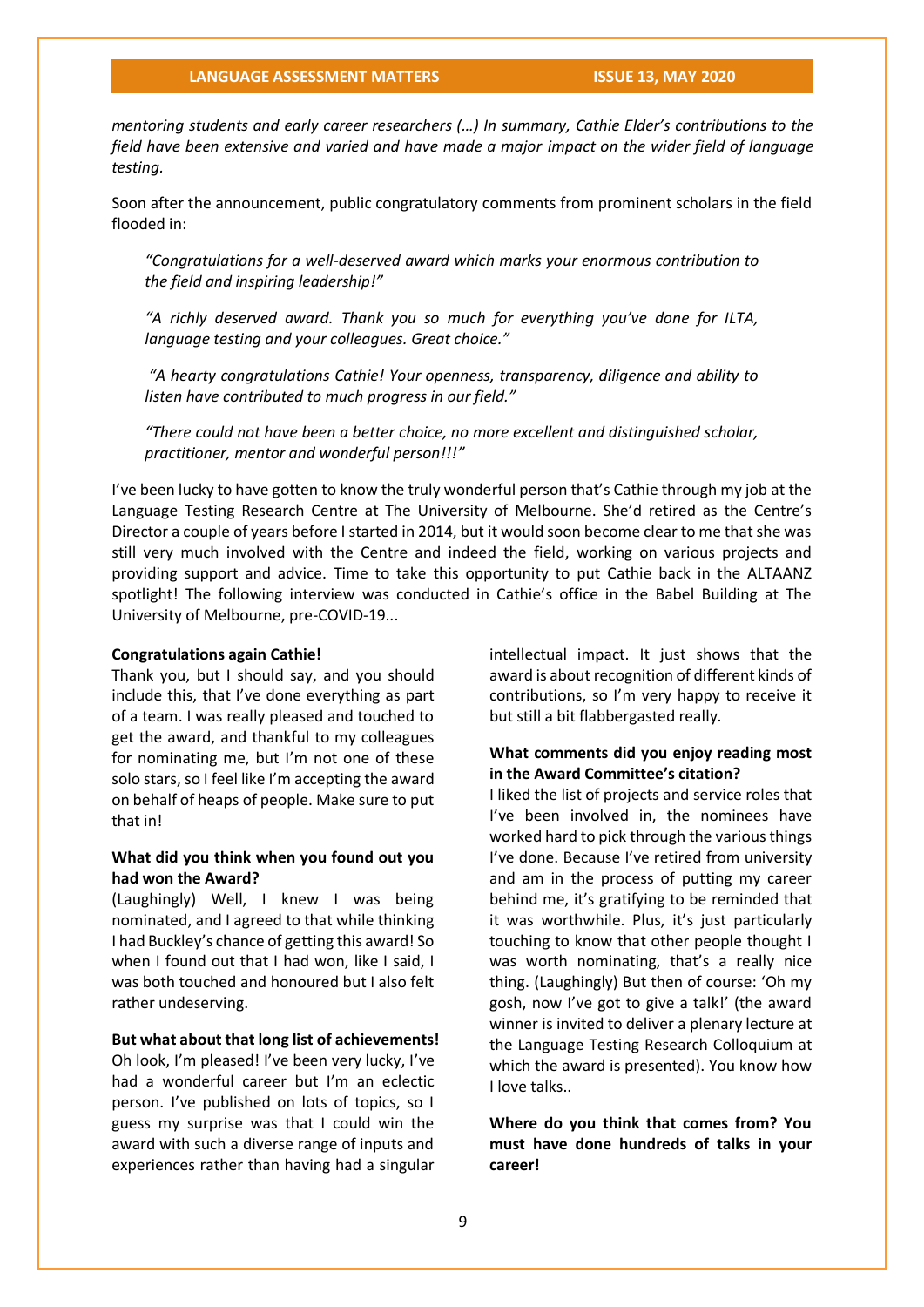*mentoring students and early career researchers (…) In summary, Cathie Elder's contributions to the field have been extensive and varied and have made a major impact on the wider field of language testing.*

Soon after the announcement, public congratulatory comments from prominent scholars in the field flooded in:

> *"Congratulations for a well-deserved award which marks your enormous contribution to the field and inspiring leadership!"*
>
> *"A richly deserved award. Thank you so much for everything you've done for ILTA, language testing and your colleagues. Great choice."*
>
> *"A hearty congratulations Cathie! Your openness, transparency, diligence and ability to listen have contributed to much progress in our field."*
>
> *"There could not have been a better choice, no more excellent and distinguished scholar, practitioner, mentor and wonderful person!!!"*

I've been lucky to have gotten to know the truly wonderful person that's Cathie through my job at the Language Testing Research Centre at The University of Melbourne. She'd retired as the Centre's Director a couple of years before I started in 2014, but it would soon become clear to me that she was still very much involved with the Centre and indeed the field, working on various projects and providing support and advice. Time to take this opportunity to put Cathie back in the ALTAANZ spotlight! The following interview was conducted in Cathie's office in the Babel Building at The University of Melbourne, pre-COVID-19...

**Congratulations again Cathie!**

Thank you, but I should say, and you should include this, that I've done everything as part of a team. I was really pleased and touched to get the award, and thankful to my colleagues for nominating me, but I'm not one of these solo stars, so I feel like I'm accepting the award on behalf of heaps of people. Make sure to put that in!

**What did you think when you found out you had won the Award?**

(Laughingly) Well, I knew I was being nominated, and I agreed to that while thinking I had Buckley's chance of getting this award! So when I found out that I had won, like I said, I was both touched and honoured but I also felt rather undeserving.

**But what about that long list of achievements!**

Oh look, I'm pleased! I've been very lucky, I've had a wonderful career but I'm an eclectic person. I've published on lots of topics, so I guess my surprise was that I could win the award with such a diverse range of inputs and experiences rather than having had a singular intellectual impact. It just shows that the award is about recognition of different kinds of contributions, so I'm very happy to receive it but still a bit flabbergasted really.

**What comments did you enjoy reading most in the Award Committee's citation?**

I liked the list of projects and service roles that I've been involved in, the nominees have worked hard to pick through the various things I've done. Because I've retired from university and am in the process of putting my career behind me, it's gratifying to be reminded that it was worthwhile. Plus, it's just particularly touching to know that other people thought I was worth nominating, that's a really nice thing. (Laughingly) But then of course: 'Oh my gosh, now I've got to give a talk!' (the award winner is invited to deliver a plenary lecture at the Language Testing Research Colloquium at which the award is presented). You know how I love talks..

**Where do you think that comes from? You must have done hundreds of talks in your career!**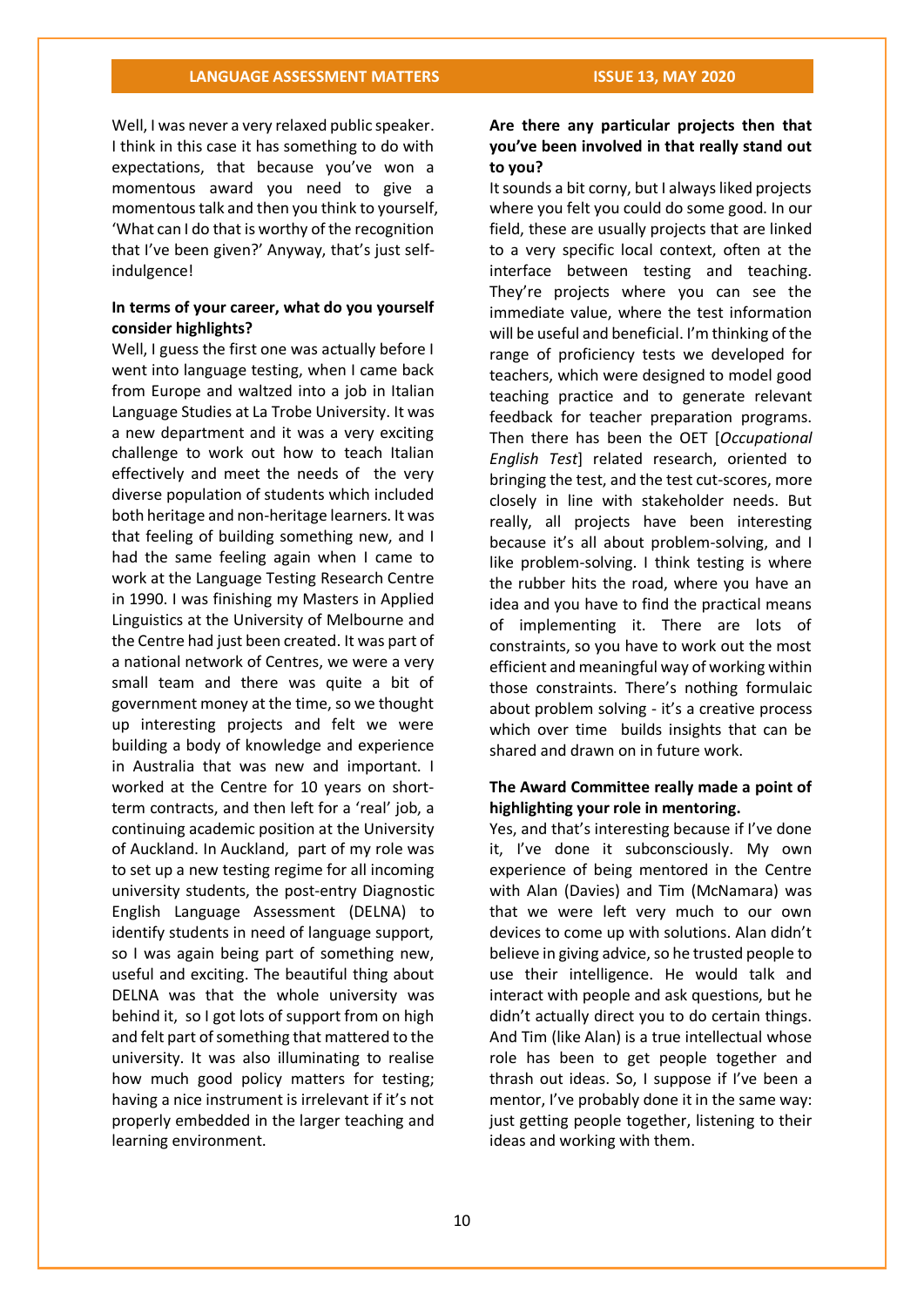Well, I was never a very relaxed public speaker. I think in this case it has something to do with expectations, that because you've won a momentous award you need to give a momentous talk and then you think to yourself, 'What can I do that is worthy of the recognition that I've been given?' Anyway, that's just self-indulgence!

**In terms of your career, what do you yourself consider highlights?**

Well, I guess the first one was actually before I went into language testing, when I came back from Europe and waltzed into a job in Italian Language Studies at La Trobe University. It was a new department and it was a very exciting challenge to work out how to teach Italian effectively and meet the needs of the very diverse population of students which included both heritage and non-heritage learners. It was that feeling of building something new, and I had the same feeling again when I came to work at the Language Testing Research Centre in 1990. I was finishing my Masters in Applied Linguistics at the University of Melbourne and the Centre had just been created. It was part of a national network of Centres, we were a very small team and there was quite a bit of government money at the time, so we thought up interesting projects and felt we were building a body of knowledge and experience in Australia that was new and important. I worked at the Centre for 10 years on short-term contracts, and then left for a 'real' job, a continuing academic position at the University of Auckland. In Auckland, part of my role was to set up a new testing regime for all incoming university students, the post-entry Diagnostic English Language Assessment (DELNA) to identify students in need of language support, so I was again being part of something new, useful and exciting. The beautiful thing about DELNA was that the whole university was behind it, so I got lots of support from on high and felt part of something that mattered to the university. It was also illuminating to realise how much good policy matters for testing; having a nice instrument is irrelevant if it's not properly embedded in the larger teaching and learning environment.

**Are there any particular projects then that you've been involved in that really stand out to you?**

It sounds a bit corny, but I always liked projects where you felt you could do some good. In our field, these are usually projects that are linked to a very specific local context, often at the interface between testing and teaching. They're projects where you can see the immediate value, where the test information will be useful and beneficial. I'm thinking of the range of proficiency tests we developed for teachers, which were designed to model good teaching practice and to generate relevant feedback for teacher preparation programs. Then there has been the OET [*Occupational English Test*] related research, oriented to bringing the test, and the test cut-scores, more closely in line with stakeholder needs. But really, all projects have been interesting because it's all about problem-solving, and I like problem-solving. I think testing is where the rubber hits the road, where you have an idea and you have to find the practical means of implementing it. There are lots of constraints, so you have to work out the most efficient and meaningful way of working within those constraints. There's nothing formulaic about problem solving - it's a creative process which over time builds insights that can be shared and drawn on in future work.

**The Award Committee really made a point of highlighting your role in mentoring.**

Yes, and that's interesting because if I've done it, I've done it subconsciously. My own experience of being mentored in the Centre with Alan (Davies) and Tim (McNamara) was that we were left very much to our own devices to come up with solutions. Alan didn't believe in giving advice, so he trusted people to use their intelligence. He would talk and interact with people and ask questions, but he didn't actually direct you to do certain things. And Tim (like Alan) is a true intellectual whose role has been to get people together and thrash out ideas. So, I suppose if I've been a mentor, I've probably done it in the same way: just getting people together, listening to their ideas and working with them.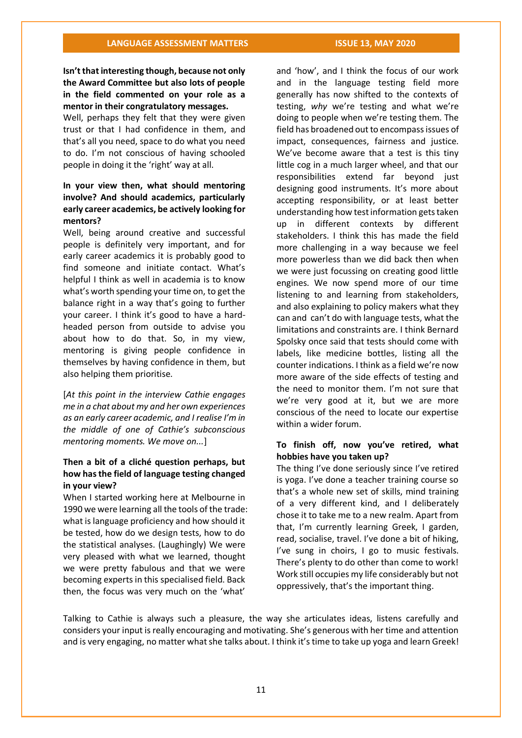**Isn't that interesting though, because not only the Award Committee but also lots of people in the field commented on your role as a mentor in their congratulatory messages.**

Well, perhaps they felt that they were given trust or that I had confidence in them, and that's all you need, space to do what you need to do. I'm not conscious of having schooled people in doing it the 'right' way at all.

**In your view then, what should mentoring involve? And should academics, particularly early career academics, be actively looking for mentors?**

Well, being around creative and successful people is definitely very important, and for early career academics it is probably good to find someone and initiate contact. What's helpful I think as well in academia is to know what's worth spending your time on, to get the balance right in a way that's going to further your career. I think it's good to have a hard-headed person from outside to advise you about how to do that. So, in my view, mentoring is giving people confidence in themselves by having confidence in them, but also helping them prioritise.

[*At this point in the interview Cathie engages me in a chat about my and her own experiences as an early career academic, and I realise I'm in the middle of one of Cathie's subconscious mentoring moments. We move on...*]

**Then a bit of a cliché question perhaps, but how has the field of language testing changed in your view?**

When I started working here at Melbourne in 1990 we were learning all the tools of the trade: what is language proficiency and how should it be tested, how do we design tests, how to do the statistical analyses. (Laughingly) We were very pleased with what we learned, thought we were pretty fabulous and that we were becoming experts in this specialised field. Back then, the focus was very much on the 'what' and 'how', and I think the focus of our work and in the language testing field more generally has now shifted to the contexts of testing, *why* we're testing and what we're doing to people when we're testing them. The field has broadened out to encompass issues of impact, consequences, fairness and justice. We've become aware that a test is this tiny little cog in a much larger wheel, and that our responsibilities extend far beyond just designing good instruments. It's more about accepting responsibility, or at least better understanding how test information gets taken up in different contexts by different stakeholders. I think this has made the field more challenging in a way because we feel more powerless than we did back then when we were just focussing on creating good little engines. We now spend more of our time listening to and learning from stakeholders, and also explaining to policy makers what they can and can't do with language tests, what the limitations and constraints are. I think Bernard Spolsky once said that tests should come with labels, like medicine bottles, listing all the counter indications. I think as a field we're now more aware of the side effects of testing and the need to monitor them. I'm not sure that we're very good at it, but we are more conscious of the need to locate our expertise within a wider forum.

**To finish off, now you've retired, what hobbies have you taken up?**

The thing I've done seriously since I've retired is yoga. I've done a teacher training course so that's a whole new set of skills, mind training of a very different kind, and I deliberately chose it to take me to a new realm. Apart from that, I'm currently learning Greek, I garden, read, socialise, travel. I've done a bit of hiking, I've sung in choirs, I go to music festivals. There's plenty to do other than come to work! Work still occupies my life considerably but not oppressively, that's the important thing.

Talking to Cathie is always such a pleasure, the way she articulates ideas, listens carefully and considers your input is really encouraging and motivating. She's generous with her time and attention and is very engaging, no matter what she talks about. I think it's time to take up yoga and learn Greek!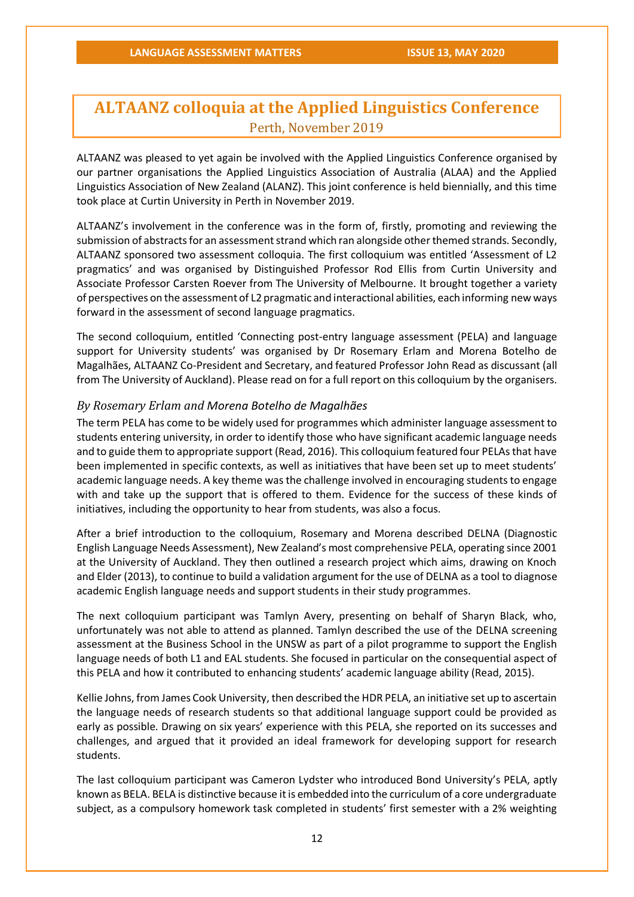# ALTAANZ colloquia at the Applied Linguistics Conference

## Perth, November 2019

ALTAANZ was pleased to yet again be involved with the Applied Linguistics Conference organised by our partner organisations the Applied Linguistics Association of Australia (ALAA) and the Applied Linguistics Association of New Zealand (ALANZ). This joint conference is held biennially, and this time took place at Curtin University in Perth in November 2019.

ALTAANZ's involvement in the conference was in the form of, firstly, promoting and reviewing the submission of abstracts for an assessment strand which ran alongside other themed strands. Secondly, ALTAANZ sponsored two assessment colloquia. The first colloquium was entitled 'Assessment of L2 pragmatics' and was organised by Distinguished Professor Rod Ellis from Curtin University and Associate Professor Carsten Roever from The University of Melbourne. It brought together a variety of perspectives on the assessment of L2 pragmatic and interactional abilities, each informing new ways forward in the assessment of second language pragmatics.

The second colloquium, entitled 'Connecting post-entry language assessment (PELA) and language support for University students' was organised by Dr Rosemary Erlam and Morena Botelho de Magalhães, ALTAANZ Co-President and Secretary, and featured Professor John Read as discussant (all from The University of Auckland). Please read on for a full report on this colloquium by the organisers.

*By Rosemary Erlam and Morena Botelho de Magalhães*

The term PELA has come to be widely used for programmes which administer language assessment to students entering university, in order to identify those who have significant academic language needs and to guide them to appropriate support (Read, 2016). This colloquium featured four PELAs that have been implemented in specific contexts, as well as initiatives that have been set up to meet students' academic language needs. A key theme was the challenge involved in encouraging students to engage with and take up the support that is offered to them. Evidence for the success of these kinds of initiatives, including the opportunity to hear from students, was also a focus.

After a brief introduction to the colloquium, Rosemary and Morena described DELNA (Diagnostic English Language Needs Assessment), New Zealand's most comprehensive PELA, operating since 2001 at the University of Auckland. They then outlined a research project which aims, drawing on Knoch and Elder (2013), to continue to build a validation argument for the use of DELNA as a tool to diagnose academic English language needs and support students in their study programmes.

The next colloquium participant was Tamlyn Avery, presenting on behalf of Sharyn Black, who, unfortunately was not able to attend as planned. Tamlyn described the use of the DELNA screening assessment at the Business School in the UNSW as part of a pilot programme to support the English language needs of both L1 and EAL students. She focused in particular on the consequential aspect of this PELA and how it contributed to enhancing students' academic language ability (Read, 2015).

Kellie Johns, from James Cook University, then described the HDR PELA, an initiative set up to ascertain the language needs of research students so that additional language support could be provided as early as possible. Drawing on six years' experience with this PELA, she reported on its successes and challenges, and argued that it provided an ideal framework for developing support for research students.

The last colloquium participant was Cameron Lydster who introduced Bond University's PELA, aptly known as BELA. BELA is distinctive because it is embedded into the curriculum of a core undergraduate subject, as a compulsory homework task completed in students' first semester with a 2% weighting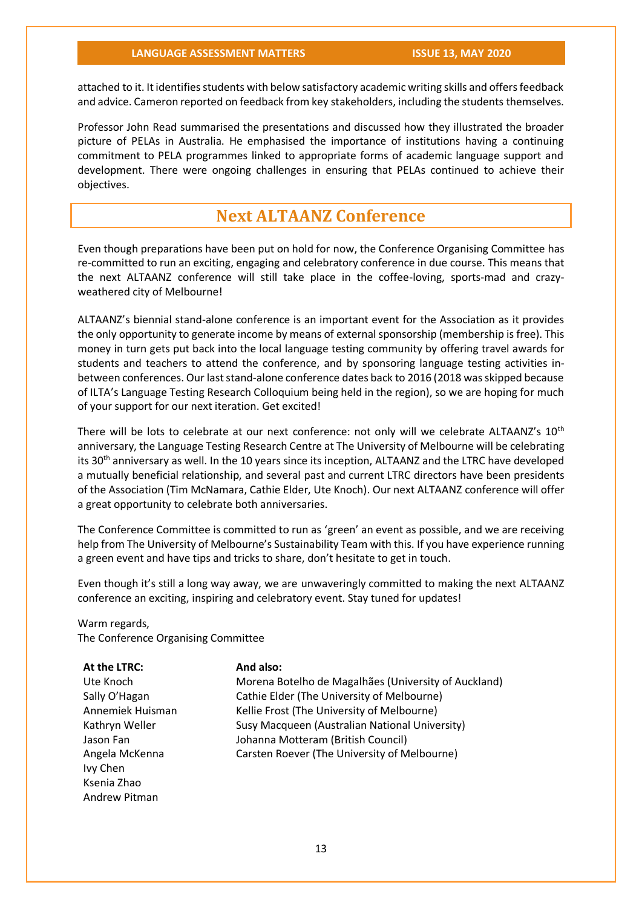attached to it. It identifies students with below satisfactory academic writing skills and offers feedback and advice. Cameron reported on feedback from key stakeholders, including the students themselves.

Professor John Read summarised the presentations and discussed how they illustrated the broader picture of PELAs in Australia. He emphasised the importance of institutions having a continuing commitment to PELA programmes linked to appropriate forms of academic language support and development. There were ongoing challenges in ensuring that PELAs continued to achieve their objectives.

## Next ALTAANZ Conference

Even though preparations have been put on hold for now, the Conference Organising Committee has re-committed to run an exciting, engaging and celebratory conference in due course. This means that the next ALTAANZ conference will still take place in the coffee-loving, sports-mad and crazy-weathered city of Melbourne!

ALTAANZ's biennial stand-alone conference is an important event for the Association as it provides the only opportunity to generate income by means of external sponsorship (membership is free). This money in turn gets put back into the local language testing community by offering travel awards for students and teachers to attend the conference, and by sponsoring language testing activities in-between conferences. Our last stand-alone conference dates back to 2016 (2018 was skipped because of ILTA's Language Testing Research Colloquium being held in the region), so we are hoping for much of your support for our next iteration. Get excited!

There will be lots to celebrate at our next conference: not only will we celebrate ALTAANZ's 10th anniversary, the Language Testing Research Centre at The University of Melbourne will be celebrating its 30th anniversary as well. In the 10 years since its inception, ALTAANZ and the LTRC have developed a mutually beneficial relationship, and several past and current LTRC directors have been presidents of the Association (Tim McNamara, Cathie Elder, Ute Knoch). Our next ALTAANZ conference will offer a great opportunity to celebrate both anniversaries.

The Conference Committee is committed to run as 'green' an event as possible, and we are receiving help from The University of Melbourne's Sustainability Team with this. If you have experience running a green event and have tips and tricks to share, don't hesitate to get in touch.

Even though it's still a long way away, we are unwaveringly committed to making the next ALTAANZ conference an exciting, inspiring and celebratory event. Stay tuned for updates!

Warm regards,
The Conference Organising Committee

**At the LTRC:**
Ute Knoch
Sally O'Hagan
Annemiek Huisman
Kathryn Weller
Jason Fan
Angela McKenna
Ivy Chen
Ksenia Zhao
Andrew Pitman

**And also:**
Morena Botelho de Magalhães (University of Auckland)
Cathie Elder (The University of Melbourne)
Kellie Frost (The University of Melbourne)
Susy Macqueen (Australian National University)
Johanna Motteram (British Council)
Carsten Roever (The University of Melbourne)